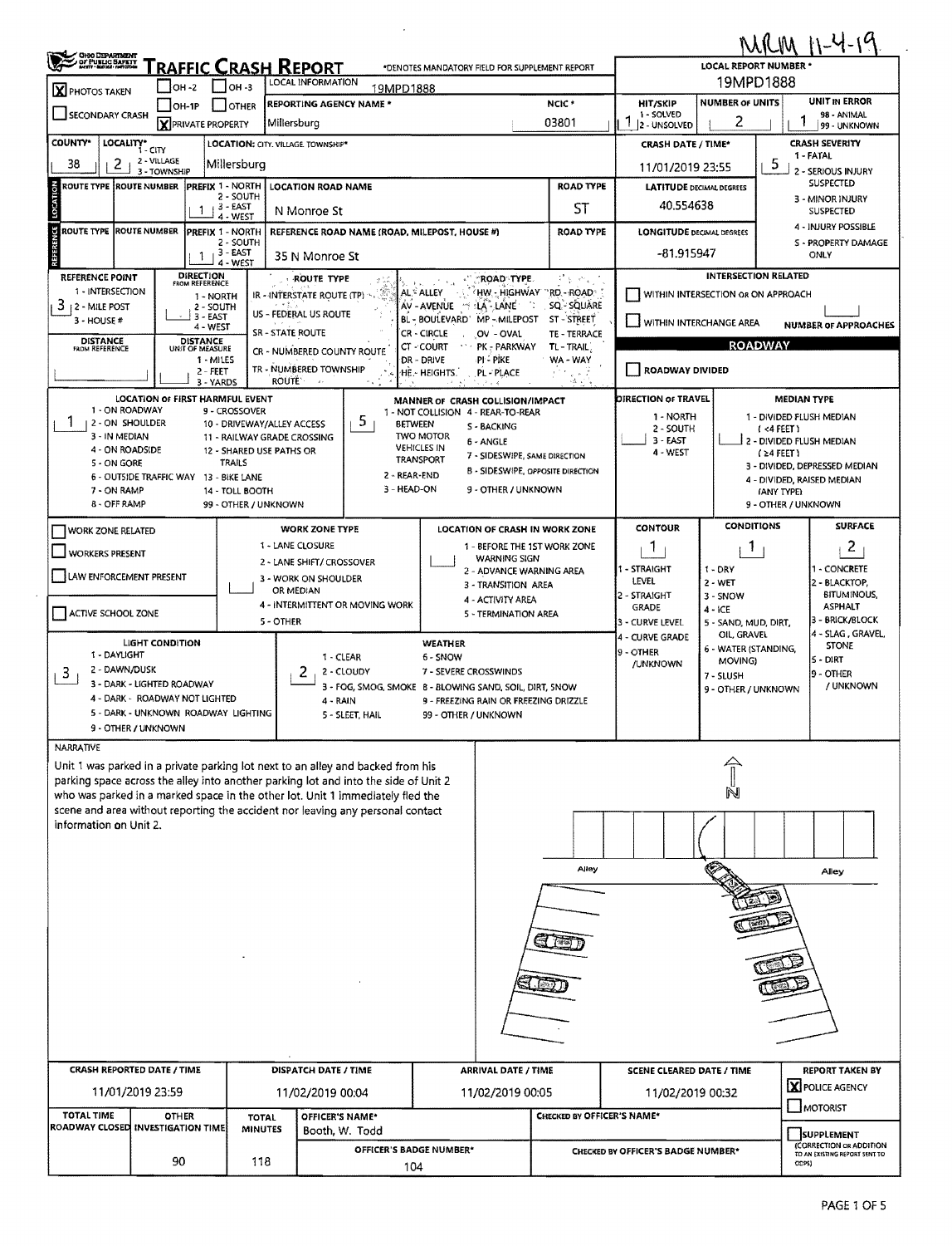MRM 11-4-19

# TRAFFIC CRASH REPORT

*DENOTES MANDATORY FIELD FOR SUPPLEMENT REPORT

| | |
|---|---|
| LOCAL REPORT NUMBER * | 19MPD1888 |
| [X] PHOTOS TAKEN | |
| [ ] OH-2 [ ] OH-3 [ ] OH-1P [ ] OTHER | |
| [ ] SECONDARY CRASH [X] PRIVATE PROPERTY | |
| LOCAL INFORMATION | 19MPD1888 |
| REPORTING AGENCY NAME * | Millersburg |
| NCIC * | 03801 |
| HIT/SKIP (1 - SOLVED, 2 - UNSOLVED) | 1 |
| NUMBER OF UNITS | 2 |
| UNIT IN ERROR (98 - ANIMAL, 99 - UNKNOWN) | 1 |
| COUNTY* | 38 |
| LOCALITY* (1 - CITY, 2 - VILLAGE, 3 - TOWNSHIP) | 2 |
| LOCATION: CITY, VILLAGE, TOWNSHIP* | Millersburg |
| CRASH DATE / TIME* | 11/01/2019 23:55 |
| CRASH SEVERITY (1 - FATAL, 2 - SERIOUS INJURY SUSPECTED, 3 - MINOR INJURY SUSPECTED, 4 - INJURY POSSIBLE, 5 - PROPERTY DAMAGE ONLY) | 5 |

## LOCATION

| ROUTE TYPE | ROUTE NUMBER | PREFIX (1 - NORTH, 2 - SOUTH, 3 - EAST, 4 - WEST) | LOCATION ROAD NAME | ROAD TYPE | LATITUDE DECIMAL DEGREES |
|---|---|---|---|---|---|
| | | 1 | N Monroe St | ST | 40.554638 |

## REFERENCE

| ROUTE TYPE | ROUTE NUMBER | PREFIX | REFERENCE ROAD NAME (ROAD, MILEPOST, HOUSE #) | ROAD TYPE | LONGITUDE DECIMAL DEGREES |
|---|---|---|---|---|---|
| | | 1 | 35 N Monroe St | | -81.915947 |

REFERENCE POINT (1 - INTERSECTION, 2 - MILE POST, 3 - HOUSE #): 3

DIRECTION FROM REFERENCE (1 - NORTH, 2 - SOUTH, 3 - EAST, 4 - WEST):

DISTANCE FROM REFERENCE:

DISTANCE UNIT OF MEASURE (1 - MILES, 2 - FEET, 3 - YARDS):

ROUTE TYPE: IR - INTERSTATE ROUTE (TP); US - FEDERAL US ROUTE; SR - STATE ROUTE; CR - NUMBERED COUNTY ROUTE; TR - NUMBERED TOWNSHIP ROUTE

ROAD TYPE: AL - ALLEY; AV - AVENUE; BL - BOULEVARD; CR - CIRCLE; CT - COURT; DR - DRIVE; HE - HEIGHTS; HW - HIGHWAY; LA - LANE; MP - MILEPOST; OV - OVAL; PK - PARKWAY; PI - PIKE; PL - PLACE; RD - ROAD; SQ - SQUARE; ST - STREET; TE - TERRACE; TL - TRAIL; WA - WAY

INTERSECTION RELATED: [ ] WITHIN INTERSECTION OR ON APPROACH; [ ] WITHIN INTERCHANGE AREA; NUMBER OF APPROACHES:

## ROADWAY

[ ] ROADWAY DIVIDED

LOCATION OF FIRST HARMFUL EVENT: **1**
1 - ON ROADWAY; 2 - ON SHOULDER; 3 - IN MEDIAN; 4 - ON ROADSIDE; 5 - ON GORE; 6 - OUTSIDE TRAFFIC WAY; 7 - ON RAMP; 8 - OFF RAMP; 9 - CROSSOVER; 10 - DRIVEWAY/ALLEY ACCESS; 11 - RAILWAY GRADE CROSSING; 12 - SHARED USE PATHS OR TRAILS; 13 - BIKE LANE; 14 - TOLL BOOTH; 99 - OTHER / UNKNOWN

MANNER OF CRASH COLLISION/IMPACT: **5**
1 - NOT COLLISION BETWEEN TWO MOTOR VEHICLES IN TRANSPORT; 2 - REAR-END; 3 - HEAD-ON; 4 - REAR-TO-REAR; 5 - BACKING; 6 - ANGLE; 7 - SIDESWIPE, SAME DIRECTION; 8 - SIDESWIPE, OPPOSITE DIRECTION; 9 - OTHER / UNKNOWN

DIRECTION OF TRAVEL: 1 - NORTH; 2 - SOUTH; 3 - EAST; 4 - WEST

MEDIAN TYPE: 1 - DIVIDED FLUSH MEDIAN (<4 FEET); 2 - DIVIDED FLUSH MEDIAN (≥4 FEET); 3 - DIVIDED, DEPRESSED MEDIAN; 4 - DIVIDED, RAISED MEDIAN (ANY TYPE); 9 - OTHER / UNKNOWN

[ ] WORK ZONE RELATED
[ ] WORKERS PRESENT
[ ] LAW ENFORCEMENT PRESENT
[ ] ACTIVE SCHOOL ZONE

WORK ZONE TYPE: 1 - LANE CLOSURE; 2 - LANE SHIFT/ CROSSOVER; 3 - WORK ON SHOULDER OR MEDIAN; 4 - INTERMITTENT OR MOVING WORK; 5 - OTHER

LOCATION OF CRASH IN WORK ZONE: 1 - BEFORE THE 1ST WORK ZONE WARNING SIGN; 2 - ADVANCE WARNING AREA; 3 - TRANSITION AREA; 4 - ACTIVITY AREA; 5 - TERMINATION AREA

| CONTOUR | CONDITIONS | SURFACE |
|---|---|---|
| 1 | 1 | 2 |
| 1 - STRAIGHT LEVEL; 2 - STRAIGHT GRADE; 3 - CURVE LEVEL; 4 - CURVE GRADE; 9 - OTHER /UNKNOWN | 1 - DRY; 2 - WET; 3 - SNOW; 4 - ICE; 5 - SAND, MUD, DIRT, OIL, GRAVEL; 6 - WATER (STANDING, MOVING); 7 - SLUSH; 9 - OTHER / UNKNOWN | 1 - CONCRETE; 2 - BLACKTOP, BITUMINOUS, ASPHALT; 3 - BRICK/BLOCK; 4 - SLAG, GRAVEL, STONE; 5 - DIRT; 9 - OTHER / UNKNOWN |

LIGHT CONDITION: **3**
1 - DAYLIGHT; 2 - DAWN/DUSK; 3 - DARK - LIGHTED ROADWAY; 4 - DARK - ROADWAY NOT LIGHTED; 5 - DARK - UNKNOWN ROADWAY LIGHTING; 9 - OTHER / UNKNOWN

WEATHER: **2**
1 - CLEAR; 2 - CLOUDY; 3 - FOG, SMOG, SMOKE; 4 - RAIN; 5 - SLEET, HAIL; 6 - SNOW; 7 - SEVERE CROSSWINDS; 8 - BLOWING SAND, SOIL, DIRT, SNOW; 9 - FREEZING RAIN OR FREEZING DRIZZLE; 99 - OTHER / UNKNOWN

## NARRATIVE

Unit 1 was parked in a private parking lot next to an alley and backed from his parking space across the alley into another parking lot and into the side of Unit 2 who was parked in a marked space in the other lot. Unit 1 immediately fled the scene and area without reporting the accident nor leaving any personal contact information on Unit 2.

Alley | N | Alley

| CRASH REPORTED DATE / TIME | DISPATCH DATE / TIME | ARRIVAL DATE / TIME | SCENE CLEARED DATE / TIME | REPORT TAKEN BY |
|---|---|---|---|---|
| 11/01/2019 23:59 | 11/02/2019 00:04 | 11/02/2019 00:05 | 11/02/2019 00:32 | [X] POLICE AGENCY [ ] MOTORIST |

| TOTAL TIME ROADWAY CLOSED | OTHER INVESTIGATION TIME | TOTAL MINUTES | OFFICER'S NAME* | OFFICER'S BADGE NUMBER* | CHECKED BY OFFICER'S NAME* | CHECKED BY OFFICER'S BADGE NUMBER* |
|---|---|---|---|---|---|---|
| | 90 | 118 | Booth, W. Todd | 104 | | |

[ ] SUPPLEMENT (CORRECTION OR ADDITION TO AN EXISTING REPORT SENT TO ODPS)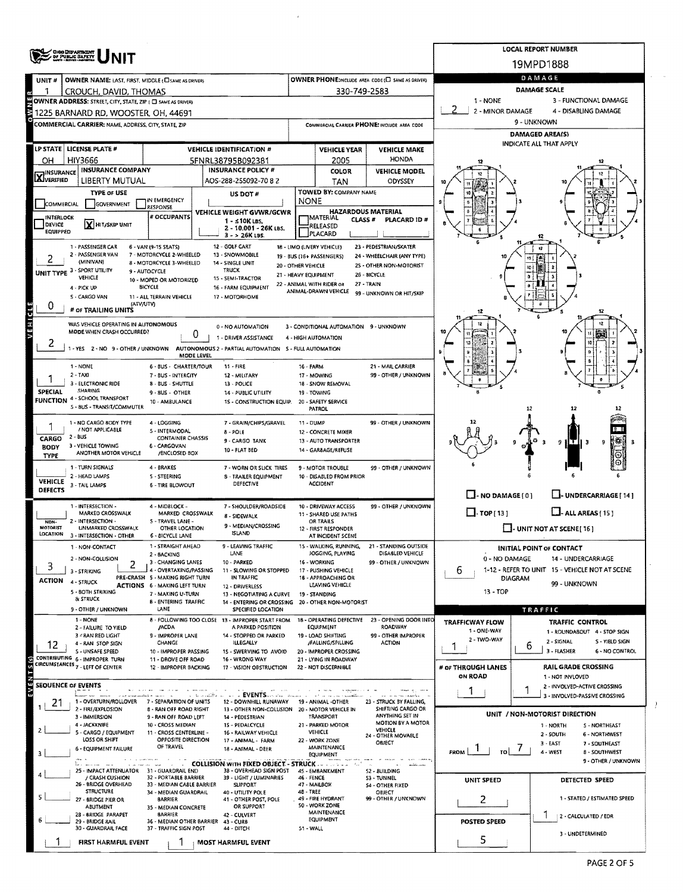# UNIT

**LOCAL REPORT NUMBER:** 19MPD1888

| Field | Value |
|---|---|
| UNIT # | 1 |
| OWNER NAME: LAST, FIRST, MIDDLE | CROUCH, DAVID, THOMAS |
| OWNER PHONE | 330-749-2583 |
| OWNER ADDRESS | 1225 BARNARD RD, WOOSTER, OH, 44691 |
| COMMERCIAL CARRIER | |
| COMMERCIAL CARRIER PHONE | |
| LP STATE | OH |
| LICENSE PLATE # | HIY3666 |
| VEHICLE IDENTIFICATION # | 5FNRL38795B092381 |
| VEHICLE YEAR | 2005 |
| VEHICLE MAKE | HONDA |
| INSURANCE | X VERIFIED |
| INSURANCE COMPANY | LIBERTY MUTUAL |
| INSURANCE POLICY # | AOS-288-255092-70 8 2 |
| COLOR | TAN |
| VEHICLE MODEL | ODYSSEY |
| TYPE OF USE | |
| US DOT # | |
| TOWED BY: COMPANY NAME | NONE |
| INTERLOCK DEVICE EQUIPPED | |
| HIT/SKIP UNIT | X |
| # OCCUPANTS | |
| VEHICLE WEIGHT GVWR/GCWR | |
| HAZARDOUS MATERIAL | |
| UNIT TYPE | 2 |
| # OF TRAILING UNITS | 0 |
| WAS VEHICLE OPERATING IN AUTONOMOUS MODE WHEN CRASH OCCURRED? | 2 |
| AUTONOMOUS MODE LEVEL | 0 |
| SPECIAL FUNCTION | 1 |
| CARGO BODY TYPE | 1 |
| VEHICLE DEFECTS | |
| NON-MOTORIST LOCATION | |
| ACTION | 3 |
| PRE-CRASH ACTIONS | 2 |
| CONTRIBUTING CIRCUMSTANCES | 12 |

**UNIT TYPE:** 1 - PASSENGER CAR; 2 - PASSENGER VAN (MINIVAN); 3 - SPORT UTILITY VEHICLE; 4 - PICK UP; 5 - CARGO VAN; 6 - VAN (9-15 SEATS); 7 - MOTORCYCLE 2-WHEELED; 8 - MOTORCYCLE 3-WHEELED; 9 - AUTOCYCLE; 10 - MOPED OR MOTORIZED BICYCLE; 11 - ALL TERRAIN VEHICLE (ATV/UTV); 12 - GOLF CART; 13 - SNOWMOBILE; 14 - SINGLE UNIT TRUCK; 15 - SEMI-TRACTOR; 16 - FARM EQUIPMENT; 17 - MOTORHOME; 18 - LIMO (LIVERY VEHICLE); 19 - BUS (16+ PASSENGERS); 20 - OTHER VEHICLE; 21 - HEAVY EQUIPMENT; 22 - ANIMAL WITH RIDER OR ANIMAL-DRAWN VEHICLE; 23 - PEDESTRIAN/SKATER; 24 - WHEELCHAIR (ANY TYPE); 25 - OTHER NON-MOTORIST; 26 - BICYCLE; 27 - TRAIN; 99 - UNKNOWN OR HIT/SKIP

**AUTONOMOUS:** 1 - YES; 2 - NO; 9 - OTHER / UNKNOWN. MODE LEVEL: 0 - NO AUTOMATION; 1 - DRIVER ASSISTANCE; 2 - PARTIAL AUTOMATION; 3 - CONDITIONAL AUTOMATION; 4 - HIGH AUTOMATION; 5 - FULL AUTOMATION; 9 - UNKNOWN

**SPECIAL FUNCTION:** 1 - NONE; 2 - TAXI; 3 - ELECTRONIC RIDE SHARING; 4 - SCHOOL TRANSPORT; 5 - BUS - TRANSIT/COMMUTER; 6 - BUS - CHARTER/TOUR; 7 - BUS - INTERCITY; 8 - BUS - SHUTTLE; 9 - BUS - OTHER; 10 - AMBULANCE; 11 - FIRE; 12 - MILITARY; 13 - POLICE; 14 - PUBLIC UTILITY; 15 - CONSTRUCTION EQUIP.; 16 - FARM; 17 - MOWING; 18 - SNOW REMOVAL; 19 - TOWING; 20 - SAFETY SERVICE PATROL; 21 - MAIL CARRIER; 99 - OTHER / UNKNOWN

**CARGO BODY TYPE:** 1 - NO CARGO BODY TYPE / NOT APPLICABLE; 2 - BUS; 3 - VEHICLE TOWING ANOTHER MOTOR VEHICLE; 4 - LOGGING; 5 - INTERMODAL CONTAINER CHASSIS; 6 - CARGOVAN /ENCLOSED BOX; 7 - GRAIN/CHIPS/GRAVEL; 8 - POLE; 9 - CARGO TANK; 10 - FLAT BED; 11 - DUMP; 12 - CONCRETE MIXER; 13 - AUTO TRANSPORTER; 14 - GARBAGE/REFUSE; 99 - OTHER / UNKNOWN

**VEHICLE DEFECTS:** 1 - TURN SIGNALS; 2 - HEAD LAMPS; 3 - TAIL LAMPS; 4 - BRAKES; 5 - STEERING; 6 - TIRE BLOWOUT; 7 - WORN OR SLICK TIRES; 8 - TRAILER EQUIPMENT DEFECTIVE; 9 - MOTOR TROUBLE; 10 - DISABLED FROM PRIOR ACCIDENT; 99 - OTHER / UNKNOWN

**NON-MOTORIST LOCATION:** 1 - INTERSECTION - MARKED CROSSWALK; 2 - INTERSECTION - UNMARKED CROSSWALK; 3 - INTERSECTION - OTHER; 4 - MIDBLOCK - MARKED CROSSWALK; 5 - TRAVEL LANE - OTHER LOCATION; 6 - BICYCLE LANE; 7 - SHOULDER/ROADSIDE; 8 - SIDEWALK; 9 - MEDIAN/CROSSING ISLAND; 10 - DRIVEWAY ACCESS; 11 - SHARED USE PATHS OR TRAILS; 12 - FIRST RESPONDER AT INCIDENT SCENE; 99 - OTHER / UNKNOWN

**ACTION:** 1 - NON-CONTACT; 2 - NON-COLLISION; 3 - STRIKING; 4 - STRUCK; 5 - BOTH STRIKING & STRUCK; 9 - OTHER / UNKNOWN

**PRE-CRASH ACTIONS:** 1 - STRAIGHT AHEAD; 2 - BACKING; 3 - CHANGING LANES; 4 - OVERTAKING/PASSING; 5 - MAKING RIGHT TURN; 6 - MAKING LEFT TURN; 7 - MAKING U-TURN; 8 - ENTERING TRAFFIC LANE; 9 - LEAVING TRAFFIC LANE; 10 - PARKED; 11 - SLOWING OR STOPPED IN TRAFFIC; 12 - DRIVERLESS; 13 - NEGOTIATING A CURVE; 14 - ENTERING OR CROSSING SPECIFIED LOCATION; 15 - WALKING, RUNNING, JOGGING, PLAYING; 16 - WORKING; 17 - PUSHING VEHICLE; 18 - APPROACHING OR LEAVING VEHICLE; 19 - STANDING; 20 - OTHER NON-MOTORIST; 21 - STANDING OUTSIDE DISABLED VEHICLE; 99 - OTHER / UNKNOWN

**CONTRIBUTING CIRCUMSTANCES:** 1 - NONE; 2 - FAILURE TO YIELD; 3 - RAN RED LIGHT; 4 - RAN STOP SIGN; 5 - UNSAFE SPEED; 6 - IMPROPER TURN; 7 - LEFT OF CENTER; 8 - FOLLOWING TOO CLOSE /ACDA; 9 - IMPROPER LANE CHANGE; 10 - IMPROPER PASSING; 11 - DROVE OFF ROAD; 12 - IMPROPER BACKING; 13 - IMPROPER START FROM A PARKED POSITION; 14 - STOPPED OR PARKED ILLEGALLY; 15 - SWERVING TO AVOID; 16 - WRONG WAY; 17 - VISION OBSTRUCTION; 18 - OPERATING DEFECTIVE EQUIPMENT; 19 - LOAD SHIFTING /FALLING/SPILLING; 20 - IMPROPER CROSSING; 21 - LYING IN ROADWAY; 22 - NOT DISCERNIBLE; 23 - OPENING DOOR INTO ROADWAY; 99 - OTHER IMPROPER ACTION

## SEQUENCE OF EVENTS

| # | Event |
|---|---|
| 1 | 21 |
| 2 | |
| 3 | |
| 4 | |
| 5 | |
| 6 | |

**EVENTS:** 1 - OVERTURN/ROLLOVER; 2 - FIRE/EXPLOSION; 3 - IMMERSION; 4 - JACKKNIFE; 5 - CARGO / EQUIPMENT LOSS OR SHIFT; 6 - EQUIPMENT FAILURE; 7 - SEPARATION OF UNITS; 8 - RAN OFF ROAD RIGHT; 9 - RAN OFF ROAD LEFT; 10 - CROSS MEDIAN; 11 - CROSS CENTERLINE - OPPOSITE DIRECTION OF TRAVEL; 12 - DOWNHILL RUNAWAY; 13 - OTHER NON-COLLISION; 14 - PEDESTRIAN; 15 - PEDALCYCLE; 16 - RAILWAY VEHICLE; 17 - ANIMAL - FARM; 18 - ANIMAL - DEER; 19 - ANIMAL -OTHER; 20 - MOTOR VEHICLE IN TRANSPORT; 21 - PARKED MOTOR VEHICLE; 22 - WORK ZONE MAINTENANCE EQUIPMENT; 23 - STRUCK BY FALLING, SHIFTING CARGO OR ANYTHING SET IN MOTION BY A MOTOR VEHICLE; 24 - OTHER MOVABLE OBJECT

**COLLISION WITH FIXED OBJECT - STRUCK:** 25 - IMPACT ATTENUATOR / CRASH CUSHION; 26 - BRIDGE OVERHEAD STRUCTURE; 27 - BRIDGE PIER OR ABUTMENT; 28 - BRIDGE PARAPET; 29 - BRIDGE RAIL; 30 - GUARDRAIL FACE; 31 - GUARDRAIL END; 32 - PORTABLE BARRIER; 33 - MEDIAN CABLE BARRIER; 34 - MEDIAN GUARDRAIL BARRIER; 35 - MEDIAN CONCRETE BARRIER; 36 - MEDIAN OTHER BARRIER; 37 - TRAFFIC SIGN POST; 38 - OVERHEAD SIGN POST; 39 - LIGHT / LUMINARIES SUPPORT; 40 - UTILITY POLE; 41 - OTHER POST, POLE OR SUPPORT; 42 - CULVERT; 43 - CURB; 44 - DITCH; 45 - EMBANKMENT; 46 - FENCE; 47 - MAILBOX; 48 - TREE; 49 - FIRE HYDRANT; 50 - WORK ZONE MAINTENANCE EQUIPMENT; 51 - WALL; 52 - BUILDING; 53 - TUNNEL; 54 - OTHER FIXED OBJECT; 99 - OTHER / UNKNOWN

**FIRST HARMFUL EVENT:** 1  **MOST HARMFUL EVENT:** 1

## DAMAGE

**DAMAGE SCALE:** 2

1 - NONE; 2 - MINOR DAMAGE; 3 - FUNCTIONAL DAMAGE; 4 - DISABLING DAMAGE; 9 - UNKNOWN

**DAMAGED AREA(S)** — INDICATE ALL THAT APPLY

- NO DAMAGE [0]
- UNDERCARRIAGE [14]
- TOP [13]
- ALL AREAS [15]
- UNIT NOT AT SCENE [16]

**INITIAL POINT OF CONTACT:** 6

0 - NO DAMAGE; 1-12 - REFER TO UNIT DIAGRAM; 13 - TOP; 14 - UNDERCARRIAGE; 15 - VEHICLE NOT AT SCENE; 99 - UNKNOWN

## TRAFFIC

| Field | Value |
|---|---|
| TRAFFICWAY FLOW | 1 |
| TRAFFIC CONTROL | 6 |
| # OF THROUGH LANES ON ROAD | 1 |
| RAIL GRADE CROSSING | 1 |

**TRAFFICWAY FLOW:** 1 - ONE-WAY; 2 - TWO-WAY

**TRAFFIC CONTROL:** 1 - ROUNDABOUT; 2 - SIGNAL; 3 - FLASHER; 4 - STOP SIGN; 5 - YIELD SIGN; 6 - NO CONTROL

**RAIL GRADE CROSSING:** 1 - NOT INVOLVED; 2 - INVOLVED-ACTIVE CROSSING; 3 - INVOLVED-PASSIVE CROSSING

**UNIT / NON-MOTORIST DIRECTION:** FROM 1 TO 7

1 - NORTH; 2 - SOUTH; 3 - EAST; 4 - WEST; 5 - NORTHEAST; 6 - NORTHWEST; 7 - SOUTHEAST; 8 - SOUTHWEST; 9 - OTHER / UNKNOWN

| Field | Value |
|---|---|
| UNIT SPEED | 2 |
| POSTED SPEED | 5 |
| DETECTED SPEED | 1 |

**DETECTED SPEED:** 1 - STATED / ESTIMATED SPEED; 2 - CALCULATED / EDR; 3 - UNDETERMINED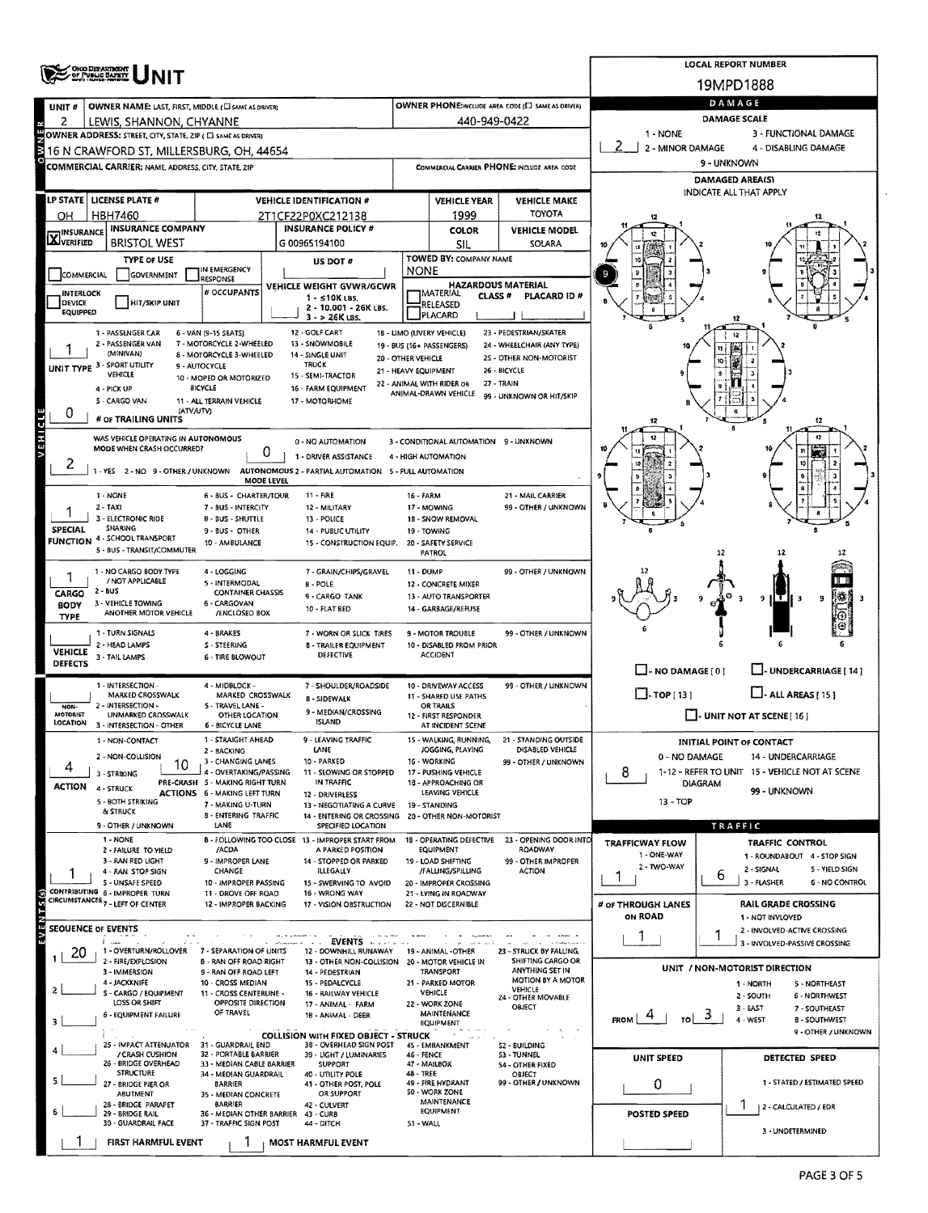# OHIO DEPARTMENT OF PUBLIC SAFETY — UNIT

**LOCAL REPORT NUMBER:** 19MPD1888

## Owner

| Field | Value |
| --- | --- |
| UNIT # | 2 |
| OWNER NAME: LAST, FIRST, MIDDLE (☐ SAME AS DRIVER) | LEWIS, SHANNON, CHYANNE |
| OWNER PHONE: INCLUDE AREA CODE (☐ SAME AS DRIVER) | 440-949-0422 |
| OWNER ADDRESS: STREET, CITY, STATE, ZIP (☐ SAME AS DRIVER) | 16 N CRAWFORD ST, MILLERSBURG, OH, 44654 |
| COMMERCIAL CARRIER: NAME, ADDRESS, CITY, STATE, ZIP | |
| COMMERCIAL CARRIER PHONE: INCLUDE AREA CODE | |

## Vehicle

| LP STATE | LICENSE PLATE # | VEHICLE IDENTIFICATION # | VEHICLE YEAR | VEHICLE MAKE |
| --- | --- | --- | --- | --- |
| OH | HBH7460 | 2T1CF22P0XC212138 | 1999 | TOYOTA |

| INSURANCE VERIFIED | INSURANCE COMPANY | INSURANCE POLICY # | COLOR | VEHICLE MODEL |
| --- | --- | --- | --- | --- |
| X | BRISTOL WEST | G 00965194100 | SIL | SOLARA |

- **TYPE OF USE:** ☐ COMMERCIAL ☐ GOVERNMENT ☐ IN EMERGENCY RESPONSE
- **US DOT #:**
- **TOWED BY: COMPANY NAME:** NONE
- ☐ INTERLOCK DEVICE EQUIPPED ☐ HIT/SKIP UNIT
- **# OCCUPANTS:**
- **VEHICLE WEIGHT GVWR/GCWR:** 1 - ≤10K LBS. 2 - 10,001 - 26K LBS. 3 - > 26K LBS.
- **HAZARDOUS MATERIAL:** ☐ MATERIAL RELEASED ☐ PLACARD — CLASS # — PLACARD ID #

**UNIT TYPE:** 1
1 - PASSENGER CAR, 2 - PASSENGER VAN (MINIVAN), 3 - SPORT UTILITY VEHICLE, 4 - PICK UP, 5 - CARGO VAN, 6 - VAN (9-15 SEATS), 7 - MOTORCYCLE 2-WHEELED, 8 - MOTORCYCLE 3-WHEELED, 9 - AUTOCYCLE, 10 - MOPED OR MOTORIZED BICYCLE, 11 - ALL TERRAIN VEHICLE (ATV/UTV), 12 - GOLF CART, 13 - SNOWMOBILE, 14 - SINGLE UNIT TRUCK, 15 - SEMI-TRACTOR, 16 - FARM EQUIPMENT, 17 - MOTORHOME, 18 - LIMO (LIVERY VEHICLE), 19 - BUS (16+ PASSENGERS), 20 - OTHER VEHICLE, 21 - HEAVY EQUIPMENT, 22 - ANIMAL WITH RIDER OR ANIMAL-DRAWN VEHICLE, 23 - PEDESTRIAN/SKATER, 24 - WHEELCHAIR (ANY TYPE), 25 - OTHER NON-MOTORIST, 26 - BICYCLE, 27 - TRAIN, 99 - UNKNOWN OR HIT/SKIP

**# OF TRAILING UNITS:** 0

**WAS VEHICLE OPERATING IN AUTONOMOUS MODE WHEN CRASH OCCURRED?** 2 (1 - YES 2 - NO 9 - OTHER / UNKNOWN)

**AUTONOMOUS MODE LEVEL:** 0
0 - NO AUTOMATION, 1 - DRIVER ASSISTANCE, 2 - PARTIAL AUTOMATION, 3 - CONDITIONAL AUTOMATION, 4 - HIGH AUTOMATION, 5 - FULL AUTOMATION, 9 - UNKNOWN

**SPECIAL FUNCTION:** 1
1 - NONE, 2 - TAXI, 3 - ELECTRONIC RIDE SHARING, 4 - SCHOOL TRANSPORT, 5 - BUS - TRANSIT/COMMUTER, 6 - BUS - CHARTER/TOUR, 7 - BUS - INTERCITY, 8 - BUS - SHUTTLE, 9 - BUS - OTHER, 10 - AMBULANCE, 11 - FIRE, 12 - MILITARY, 13 - POLICE, 14 - PUBLIC UTILITY, 15 - CONSTRUCTION EQUIP., 16 - FARM, 17 - MOWING, 18 - SNOW REMOVAL, 19 - TOWING, 20 - SAFETY SERVICE PATROL, 21 - MAIL CARRIER, 99 - OTHER / UNKNOWN

**CARGO BODY TYPE:** 1
1 - NO CARGO BODY TYPE / NOT APPLICABLE, 2 - BUS, 3 - VEHICLE TOWING ANOTHER MOTOR VEHICLE, 4 - LOGGING, 5 - INTERMODAL CONTAINER CHASSIS, 6 - CARGOVAN /ENCLOSED BOX, 7 - GRAIN/CHIPS/GRAVEL, 8 - POLE, 9 - CARGO TANK, 10 - FLAT BED, 11 - DUMP, 12 - CONCRETE MIXER, 13 - AUTO TRANSPORTER, 14 - GARBAGE/REFUSE, 99 - OTHER / UNKNOWN

**VEHICLE DEFECTS:**
1 - TURN SIGNALS, 2 - HEAD LAMPS, 3 - TAIL LAMPS, 4 - BRAKES, 5 - STEERING, 6 - TIRE BLOWOUT, 7 - WORN OR SLICK TIRES, 8 - TRAILER EQUIPMENT DEFECTIVE, 9 - MOTOR TROUBLE, 10 - DISABLED FROM PRIOR ACCIDENT, 99 - OTHER / UNKNOWN

**NON-MOTORIST LOCATION:**
1 - INTERSECTION - MARKED CROSSWALK, 2 - INTERSECTION - UNMARKED CROSSWALK, 3 - INTERSECTION - OTHER, 4 - MIDBLOCK - MARKED CROSSWALK, 5 - TRAVEL LANE - OTHER LOCATION, 6 - BICYCLE LANE, 7 - SHOULDER/ROADSIDE, 8 - SIDEWALK, 9 - MEDIAN/CROSSING ISLAND, 10 - DRIVEWAY ACCESS, 11 - SHARED USE PATHS OR TRAILS, 12 - FIRST RESPONDER AT INCIDENT SCENE, 99 - OTHER / UNKNOWN

**ACTION:** 4 — **PRE-CRASH ACTIONS:** 10
1 - NON-CONTACT, 2 - NON-COLLISION, 3 - STRIKING, 4 - STRUCK, 5 - BOTH STRIKING & STRUCK, 9 - OTHER / UNKNOWN
1 - STRAIGHT AHEAD, 2 - BACKING, 3 - CHANGING LANES, 4 - OVERTAKING/PASSING, 5 - MAKING RIGHT TURN, 6 - MAKING LEFT TURN, 7 - MAKING U-TURN, 8 - ENTERING TRAFFIC LANE, 9 - LEAVING TRAFFIC LANE, 10 - PARKED, 11 - SLOWING OR STOPPED IN TRAFFIC, 12 - DRIVERLESS, 13 - NEGOTIATING A CURVE, 14 - ENTERING OR CROSSING SPECIFIED LOCATION, 15 - WALKING, RUNNING, JOGGING, PLAYING, 16 - WORKING, 17 - PUSHING VEHICLE, 18 - APPROACHING OR LEAVING VEHICLE, 19 - STANDING, 20 - OTHER NON-MOTORIST, 21 - STANDING OUTSIDE DISABLED VEHICLE, 99 - OTHER / UNKNOWN

**CONTRIBUTING CIRCUMSTANCES:** 1
1 - NONE, 2 - FAILURE TO YIELD, 3 - RAN RED LIGHT, 4 - RAN STOP SIGN, 5 - UNSAFE SPEED, 6 - IMPROPER TURN, 7 - LEFT OF CENTER, 8 - FOLLOWING TOO CLOSE /ACDA, 9 - IMPROPER LANE CHANGE, 10 - IMPROPER PASSING, 11 - DROVE OFF ROAD, 12 - IMPROPER BACKING, 13 - IMPROPER START FROM A PARKED POSITION, 14 - STOPPED OR PARKED ILLEGALLY, 15 - SWERVING TO AVOID, 16 - WRONG WAY, 17 - VISION OBSTRUCTION, 18 - OPERATING DEFECTIVE EQUIPMENT, 19 - LOAD SHIFTING /FALLING/SPILLING, 20 - IMPROPER CROSSING, 21 - LYING IN ROADWAY, 22 - NOT DISCERNIBLE, 23 - OPENING DOOR INTO ROADWAY, 99 - OTHER IMPROPER ACTION

## Sequence of Events

| # | Event |
| --- | --- |
| 1 | 20 |
| 2 | |
| 3 | |
| 4 | |
| 5 | |
| 6 | |

**EVENTS:** 1 - OVERTURN/ROLLOVER, 2 - FIRE/EXPLOSION, 3 - IMMERSION, 4 - JACKKNIFE, 5 - CARGO / EQUIPMENT LOSS OR SHIFT, 6 - EQUIPMENT FAILURE, 7 - SEPARATION OF UNITS, 8 - RAN OFF ROAD RIGHT, 9 - RAN OFF ROAD LEFT, 10 - CROSS MEDIAN, 11 - CROSS CENTERLINE - OPPOSITE DIRECTION OF TRAVEL, 12 - DOWNHILL RUNAWAY, 13 - OTHER NON-COLLISION, 14 - PEDESTRIAN, 15 - PEDALCYCLE, 16 - RAILWAY VEHICLE, 17 - ANIMAL - FARM, 18 - ANIMAL - DEER, 19 - ANIMAL -OTHER, 20 - MOTOR VEHICLE IN TRANSPORT, 21 - PARKED MOTOR VEHICLE, 22 - WORK ZONE MAINTENANCE EQUIPMENT, 23 - STRUCK BY FALLING, SHIFTING CARGO OR ANYTHING SET IN MOTION BY A MOTOR VEHICLE, 24 - OTHER MOVABLE OBJECT

**COLLISION WITH FIXED OBJECT - STRUCK:** 25 - IMPACT ATTENUATOR / CRASH CUSHION, 26 - BRIDGE OVERHEAD STRUCTURE, 27 - BRIDGE PIER OR ABUTMENT, 28 - BRIDGE PARAPET, 29 - BRIDGE RAIL, 30 - GUARDRAIL FACE, 31 - GUARDRAIL END, 32 - PORTABLE BARRIER, 33 - MEDIAN CABLE BARRIER, 34 - MEDIAN GUARDRAIL BARRIER, 35 - MEDIAN CONCRETE BARRIER, 36 - MEDIAN OTHER BARRIER, 37 - TRAFFIC SIGN POST, 38 - OVERHEAD SIGN POST, 39 - LIGHT / LUMINARIES SUPPORT, 40 - UTILITY POLE, 41 - OTHER POST, POLE OR SUPPORT, 42 - CULVERT, 43 - CURB, 44 - DITCH, 45 - EMBANKMENT, 46 - FENCE, 47 - MAILBOX, 48 - TREE, 49 - FIRE HYDRANT, 50 - WORK ZONE MAINTENANCE EQUIPMENT, 51 - WALL, 52 - BUILDING, 53 - TUNNEL, 54 - OTHER FIXED OBJECT, 99 - OTHER / UNKNOWN

**FIRST HARMFUL EVENT:** 1 — **MOST HARMFUL EVENT:** 1

## Damage

**DAMAGE SCALE:** 2
1 - NONE, 2 - MINOR DAMAGE, 3 - FUNCTIONAL DAMAGE, 4 - DISABLING DAMAGE, 9 - UNKNOWN

**DAMAGED AREA(S)** — INDICATE ALL THAT APPLY: 9

☐ - NO DAMAGE [0] ☐ - UNDERCARRIAGE [14] ☐ - TOP [13] ☐ - ALL AREAS [15] ☐ - UNIT NOT AT SCENE [16]

**INITIAL POINT OF CONTACT:** 8
0 - NO DAMAGE, 1-12 - REFER TO UNIT DIAGRAM, 13 - TOP, 14 - UNDERCARRIAGE, 15 - VEHICLE NOT AT SCENE, 99 - UNKNOWN

## Traffic

- **TRAFFICWAY FLOW:** 1 (1 - ONE-WAY, 2 - TWO-WAY)
- **TRAFFIC CONTROL:** 6 (1 - ROUNDABOUT, 2 - SIGNAL, 3 - FLASHER, 4 - STOP SIGN, 5 - YIELD SIGN, 6 - NO CONTROL)
- **# OF THROUGH LANES ON ROAD:** 1
- **RAIL GRADE CROSSING:** 1 (1 - NOT INVLOVED, 2 - INVOLVED-ACTIVE CROSSING, 3 - INVOLVED-PASSIVE CROSSING)

**UNIT / NON-MOTORIST DIRECTION:** FROM 4 TO 3
1 - NORTH, 2 - SOUTH, 3 - EAST, 4 - WEST, 5 - NORTHEAST, 6 - NORTHWEST, 7 - SOUTHEAST, 8 - SOUTHWEST, 9 - OTHER / UNKNOWN

- **UNIT SPEED:** 0
- **POSTED SPEED:**
- **DETECTED SPEED:** 1 (1 - STATED / ESTIMATED SPEED, 2 - CALCULATED / EDR, 3 - UNDETERMINED)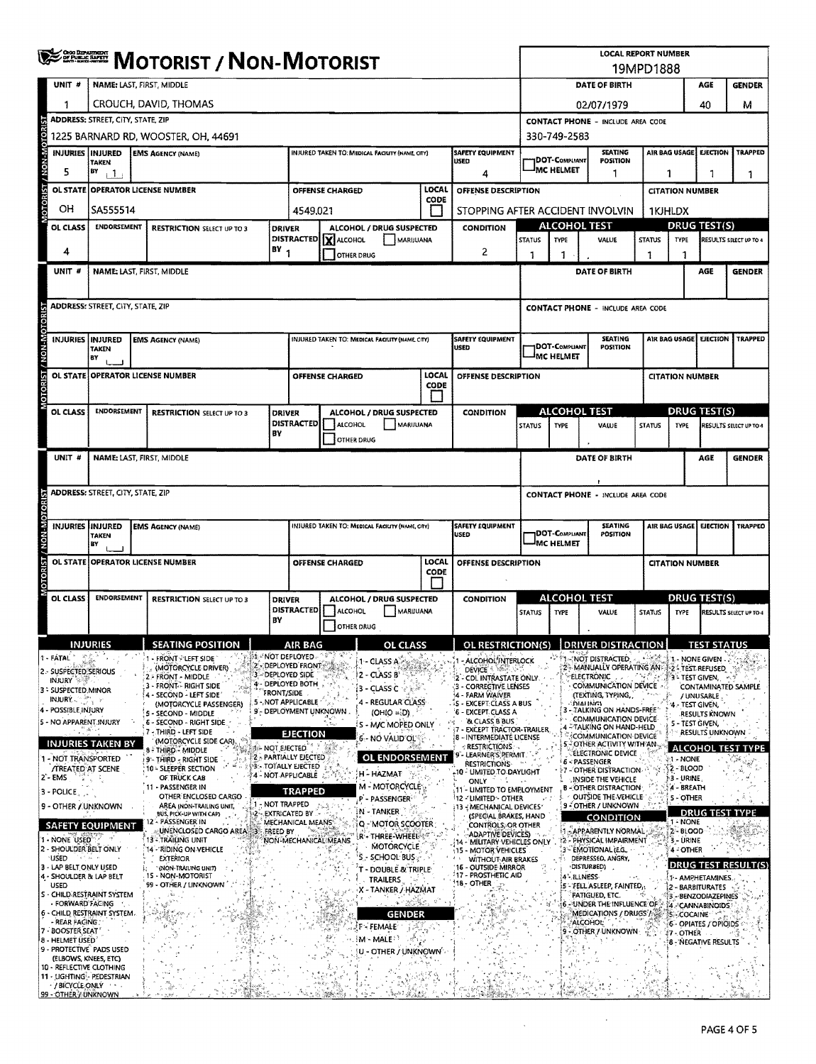# MOTORIST / NON-MOTORIST

Ohio Department of Public Safety

**LOCAL REPORT NUMBER:** 19MPD1888

## Motorist / Non-Motorist (Unit 1)

| UNIT # | NAME: LAST, FIRST, MIDDLE | DATE OF BIRTH | AGE | GENDER |
|---|---|---|---|---|
| 1 | CROUCH, DAVID, THOMAS | 02/07/1979 | 40 | M |

| ADDRESS: STREET, CITY, STATE, ZIP | CONTACT PHONE - INCLUDE AREA CODE |
|---|---|
| 1225 BARNARD RD, WOOSTER, OH, 44691 | 330-749-2583 |

| INJURIES | INJURED TAKEN BY | EMS AGENCY (NAME) | INJURED TAKEN TO: MEDICAL FACILITY (NAME, CITY) | SAFETY EQUIPMENT USED | DOT-COMPLIANT MC HELMET | SEATING POSITION | AIR BAG USAGE | EJECTION | TRAPPED |
|---|---|---|---|---|---|---|---|---|---|
| 5 | 1 | | | 4 | | 1 | 1 | 1 | 1 |

| OL STATE | OPERATOR LICENSE NUMBER | OFFENSE CHARGED | LOCAL CODE | OFFENSE DESCRIPTION | CITATION NUMBER |
|---|---|---|---|---|---|
| OH | SA555514 | 4549.021 | | STOPPING AFTER ACCIDENT INVOLVIN | 1KJHLDX |

| OL CLASS | ENDORSEMENT | RESTRICTION SELECT UP TO 3 | DRIVER DISTRACTED BY | ALCOHOL / DRUG SUSPECTED | CONDITION | ALCOHOL TEST STATUS | ALCOHOL TEST TYPE | ALCOHOL TEST VALUE | DRUG TEST STATUS | DRUG TEST TYPE | DRUG TEST RESULTS SELECT UP TO 4 |
|---|---|---|---|---|---|---|---|---|---|---|---|
| 4 | | | 1 | [X] ALCOHOL [ ] MARIJUANA [ ] OTHER DRUG | 2 | 1 | 1 | | 1 | 1 | |

## Motorist / Non-Motorist (Unit 2)

| UNIT # | NAME: LAST, FIRST, MIDDLE | DATE OF BIRTH | AGE | GENDER |
|---|---|---|---|---|
| | | | | |

| ADDRESS: STREET, CITY, STATE, ZIP | CONTACT PHONE - INCLUDE AREA CODE |
|---|---|
| | |

| INJURIES | INJURED TAKEN BY | EMS AGENCY (NAME) | INJURED TAKEN TO: MEDICAL FACILITY (NAME, CITY) | SAFETY EQUIPMENT USED | DOT-COMPLIANT MC HELMET | SEATING POSITION | AIR BAG USAGE | EJECTION | TRAPPED |
|---|---|---|---|---|---|---|---|---|---|
| | | | | | | | | | |

| OL STATE | OPERATOR LICENSE NUMBER | OFFENSE CHARGED | LOCAL CODE | OFFENSE DESCRIPTION | CITATION NUMBER |
|---|---|---|---|---|---|
| | | | | | |

| OL CLASS | ENDORSEMENT | RESTRICTION SELECT UP TO 3 | DRIVER DISTRACTED BY | ALCOHOL / DRUG SUSPECTED | CONDITION | ALCOHOL TEST STATUS | ALCOHOL TEST TYPE | ALCOHOL TEST VALUE | DRUG TEST STATUS | DRUG TEST TYPE | DRUG TEST RESULTS SELECT UP TO 4 |
|---|---|---|---|---|---|---|---|---|---|---|---|
| | | | | [ ] ALCOHOL [ ] MARIJUANA [ ] OTHER DRUG | | | | | | | |

## Motorist / Non-Motorist (Unit 3)

| UNIT # | NAME: LAST, FIRST, MIDDLE | DATE OF BIRTH | AGE | GENDER |
|---|---|---|---|---|
| | | | | |

| ADDRESS: STREET, CITY, STATE, ZIP | CONTACT PHONE - INCLUDE AREA CODE |
|---|---|
| | |

| INJURIES | INJURED TAKEN BY | EMS AGENCY (NAME) | INJURED TAKEN TO: MEDICAL FACILITY (NAME, CITY) | SAFETY EQUIPMENT USED | DOT-COMPLIANT MC HELMET | SEATING POSITION | AIR BAG USAGE | EJECTION | TRAPPED |
|---|---|---|---|---|---|---|---|---|---|
| | | | | | | | | | |

| OL STATE | OPERATOR LICENSE NUMBER | OFFENSE CHARGED | LOCAL CODE | OFFENSE DESCRIPTION | CITATION NUMBER |
|---|---|---|---|---|---|
| | | | | | |

| OL CLASS | ENDORSEMENT | RESTRICTION SELECT UP TO 3 | DRIVER DISTRACTED BY | ALCOHOL / DRUG SUSPECTED | CONDITION | ALCOHOL TEST STATUS | ALCOHOL TEST TYPE | ALCOHOL TEST VALUE | DRUG TEST STATUS | DRUG TEST TYPE | DRUG TEST RESULTS SELECT UP TO 4 |
|---|---|---|---|---|---|---|---|---|---|---|---|
| | | | | [ ] ALCOHOL [ ] MARIJUANA [ ] OTHER DRUG | | | | | | | |

## Codes

### INJURIES
1 - FATAL
2 - SUSPECTED SERIOUS INJURY
3 - SUSPECTED MINOR INJURY
4 - POSSIBLE INJURY
5 - NO APPARENT INJURY

### INJURIES TAKEN BY
1 - NOT TRANSPORTED /TREATED AT SCENE
2 - EMS
3 - POLICE
9 - OTHER / UNKNOWN

### SAFETY EQUIPMENT
1 - NONE USED
2 - SHOULDER BELT ONLY USED
3 - LAP BELT ONLY USED
4 - SHOULDER & LAP BELT USED
5 - CHILD RESTRAINT SYSTEM - FORWARD FACING
6 - CHILD RESTRAINT SYSTEM - REAR FACING
7 - BOOSTER SEAT
8 - HELMET USED
9 - PROTECTIVE PADS USED (ELBOWS, KNEES, ETC)
10 - REFLECTIVE CLOTHING
11 - LIGHTING - PEDESTRIAN / BICYCLE ONLY
99 - OTHER / UNKNOWN

### SEATING POSITION
1 - FRONT - LEFT SIDE (MOTORCYCLE DRIVER)
2 - FRONT - MIDDLE
3 - FRONT - RIGHT SIDE
4 - SECOND - LEFT SIDE (MOTORCYCLE PASSENGER)
5 - SECOND - MIDDLE
6 - SECOND - RIGHT SIDE
7 - THIRD - LEFT SIDE (MOTORCYCLE SIDE CAR)
8 - THIRD - MIDDLE
9 - THIRD - RIGHT SIDE
10 - SLEEPER SECTION OF TRUCK CAB
11 - PASSENGER IN OTHER ENCLOSED CARGO AREA (NON-TRAILING UNIT, BUS, PICK-UP WITH CAP)
12 - PASSENGER IN UNENCLOSED CARGO AREA
13 - TRAILING UNIT
14 - RIDING ON VEHICLE EXTERIOR (NON-TRAILING UNIT)
15 - NON-MOTORIST
99 - OTHER / UNKNOWN

### AIR BAG
1 - NOT DEPLOYED
2 - DEPLOYED FRONT
3 - DEPLOYED SIDE
4 - DEPLOYED BOTH FRONT/SIDE
5 - NOT APPLICABLE
9 - DEPLOYMENT UNKNOWN

### EJECTION
1 - NOT EJECTED
2 - PARTIALLY EJECTED
3 - TOTALLY EJECTED
4 - NOT APPLICABLE

### TRAPPED
1 - NOT TRAPPED
2 - EXTRICATED BY MECHANICAL MEANS
3 - FREED BY NON-MECHANICAL MEANS

### OL CLASS
1 - CLASS A
2 - CLASS B
3 - CLASS C
4 - REGULAR CLASS (OHIO = D)
5 - M/C MOPED ONLY
6 - NO VALID OL

### OL ENDORSEMENT
H - HAZMAT
M - MOTORCYCLE
P - PASSENGER
N - TANKER
Q - MOTOR SCOOTER
R - THREE-WHEEL MOTORCYCLE
S - SCHOOL BUS
T - DOUBLE & TRIPLE TRAILERS
X - TANKER / HAZMAT

### GENDER
F - FEMALE
M - MALE
U - OTHER / UNKNOWN

### OL RESTRICTION(S)
1 - ALCOHOL INTERLOCK DEVICE
2 - CDL INTRASTATE ONLY
3 - CORRECTIVE LENSES
4 - FARM WAIVER
5 - EXCEPT CLASS A BUS
6 - EXCEPT CLASS A & CLASS B BUS
7 - EXCEPT TRACTOR-TRAILER
8 - INTERMEDIATE LICENSE RESTRICTIONS
9 - LEARNER'S PERMIT RESTRICTIONS
10 - LIMITED TO DAYLIGHT ONLY
11 - LIMITED TO EMPLOYMENT
12 - LIMITED - OTHER
13 - MECHANICAL DEVICES (SPECIAL BRAKES, HAND CONTROLS, OR OTHER ADAPTIVE DEVICES)
14 - MILITARY VEHICLES ONLY
15 - MOTOR VEHICLES WITHOUT AIR BRAKES
16 - OUTSIDE MIRROR
17 - PROSTHETIC AID
18 - OTHER

### DRIVER DISTRACTION
1 - NOT DISTRACTED
2 - MANUALLY OPERATING AN ELECTRONIC COMMUNICATION DEVICE (TEXTING, TYPING, DIALING)
3 - TALKING ON HANDS-FREE COMMUNICATION DEVICE
4 - TALKING ON HAND-HELD COMMUNICATION DEVICE
5 - OTHER ACTIVITY WITH AN ELECTRONIC DEVICE
6 - PASSENGER
7 - OTHER DISTRACTION INSIDE THE VEHICLE
8 - OTHER DISTRACTION OUTSIDE THE VEHICLE
9 - OTHER / UNKNOWN

### CONDITION
1 - APPARENTLY NORMAL
2 - PHYSICAL IMPAIRMENT
3 - EMOTIONAL (E.G., DEPRESSED, ANGRY, DISTURBED)
4 - ILLNESS
5 - FELL ASLEEP, FAINTED, FATIGUED, ETC.
6 - UNDER THE INFLUENCE OF MEDICATIONS / DRUGS / ALCOHOL
9 - OTHER / UNKNOWN

### TEST STATUS
1 - NONE GIVEN
2 - TEST REFUSED
3 - TEST GIVEN, CONTAMINATED SAMPLE / UNUSABLE
4 - TEST GIVEN, RESULTS KNOWN
5 - TEST GIVEN, RESULTS UNKNOWN

### ALCOHOL TEST TYPE
1 - NONE
2 - BLOOD
3 - URINE
4 - BREATH
5 - OTHER

### DRUG TEST TYPE
1 - NONE
2 - BLOOD
3 - URINE
4 - OTHER

### DRUG TEST RESULT(S)
1 - AMPHETAMINES
2 - BARBITURATES
3 - BENZODIAZEPINES
4 - CANNABINOIDS
5 - COCAINE
6 - OPIATES / OPIOIDS
7 - OTHER
8 - NEGATIVE RESULTS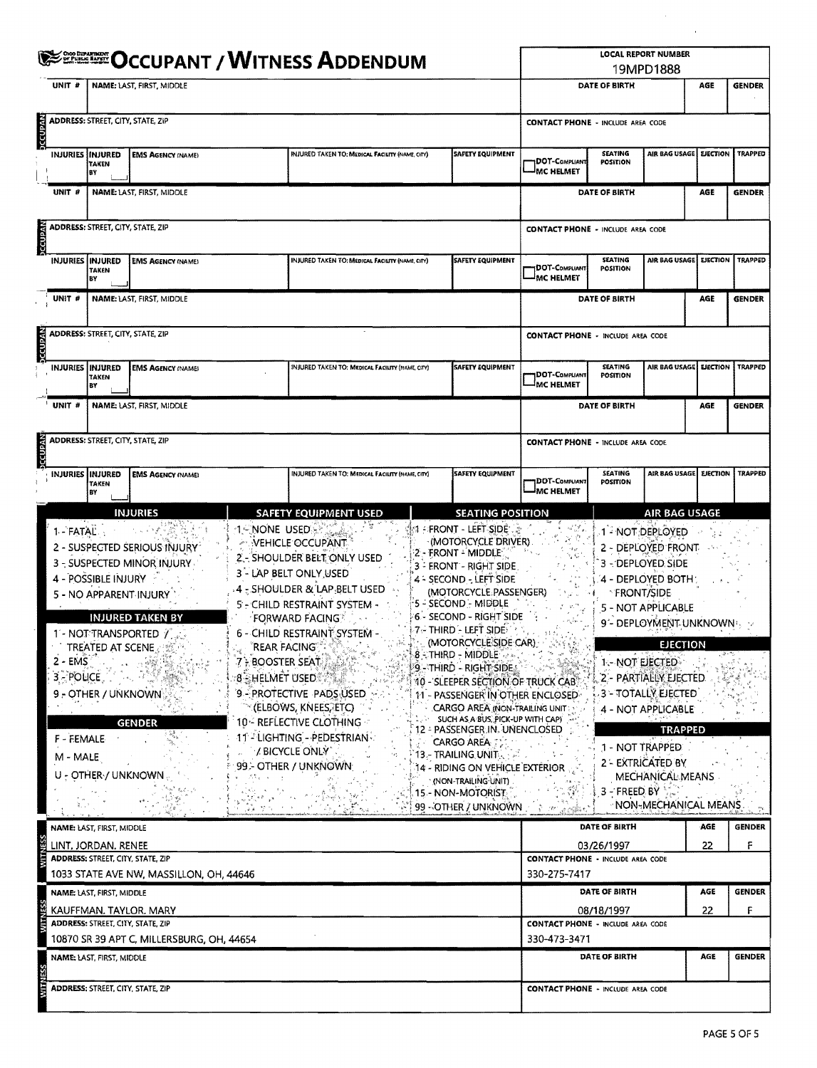# OCCUPANT / WITNESS ADDENDUM

**LOCAL REPORT NUMBER:** 19MPD1888

## OCCUPANT

| UNIT # | NAME: LAST, FIRST, MIDDLE | | | DATE OF BIRTH | | AGE | GENDER |
|---|---|---|---|---|---|---|---|
| | | | | | | | |
| ADDRESS: STREET, CITY, STATE, ZIP | | | | CONTACT PHONE - INCLUDE AREA CODE | | | |
| | | | | | | | |

| INJURIES | INJURED TAKEN BY | EMS AGENCY (NAME) | INJURED TAKEN TO: MEDICAL FACILITY (NAME, CITY) | SAFETY EQUIPMENT | DOT-COMPLIANT MC HELMET | SEATING POSITION | AIR BAG USAGE | EJECTION | TRAPPED |
|---|---|---|---|---|---|---|---|---|---|
| | | | | | | | | | |

## OCCUPANT

| UNIT # | NAME: LAST, FIRST, MIDDLE | | | DATE OF BIRTH | | AGE | GENDER |
|---|---|---|---|---|---|---|---|
| | | | | | | | |
| ADDRESS: STREET, CITY, STATE, ZIP | | | | CONTACT PHONE - INCLUDE AREA CODE | | | |
| | | | | | | | |

| INJURIES | INJURED TAKEN BY | EMS AGENCY (NAME) | INJURED TAKEN TO: MEDICAL FACILITY (NAME, CITY) | SAFETY EQUIPMENT | DOT-COMPLIANT MC HELMET | SEATING POSITION | AIR BAG USAGE | EJECTION | TRAPPED |
|---|---|---|---|---|---|---|---|---|---|
| | | | | | | | | | |

## OCCUPANT

| UNIT # | NAME: LAST, FIRST, MIDDLE | | | DATE OF BIRTH | | AGE | GENDER |
|---|---|---|---|---|---|---|---|
| | | | | | | | |
| ADDRESS: STREET, CITY, STATE, ZIP | | | | CONTACT PHONE - INCLUDE AREA CODE | | | |
| | | | | | | | |

| INJURIES | INJURED TAKEN BY | EMS AGENCY (NAME) | INJURED TAKEN TO: MEDICAL FACILITY (NAME, CITY) | SAFETY EQUIPMENT | DOT-COMPLIANT MC HELMET | SEATING POSITION | AIR BAG USAGE | EJECTION | TRAPPED |
|---|---|---|---|---|---|---|---|---|---|
| | | | | | | | | | |

## OCCUPANT

| UNIT # | NAME: LAST, FIRST, MIDDLE | | | DATE OF BIRTH | | AGE | GENDER |
|---|---|---|---|---|---|---|---|
| | | | | | | | |
| ADDRESS: STREET, CITY, STATE, ZIP | | | | CONTACT PHONE - INCLUDE AREA CODE | | | |
| | | | | | | | |

| INJURIES | INJURED TAKEN BY | EMS AGENCY (NAME) | INJURED TAKEN TO: MEDICAL FACILITY (NAME, CITY) | SAFETY EQUIPMENT | DOT-COMPLIANT MC HELMET | SEATING POSITION | AIR BAG USAGE | EJECTION | TRAPPED |
|---|---|---|---|---|---|---|---|---|---|
| | | | | | | | | | |

### INJURIES
1 - FATAL
2 - SUSPECTED SERIOUS INJURY
3 - SUSPECTED MINOR INJURY
4 - POSSIBLE INJURY
5 - NO APPARENT INJURY

### INJURED TAKEN BY
1 - NOT TRANSPORTED / TREATED AT SCENE
2 - EMS
3 - POLICE
9 - OTHER / UNKNOWN

### GENDER
F - FEMALE
M - MALE
U - OTHER / UNKNOWN

### SAFETY EQUIPMENT USED
1 - NONE USED - VEHICLE OCCUPANT
2 - SHOULDER BELT ONLY USED
3 - LAP BELT ONLY USED
4 - SHOULDER & LAP BELT USED
5 - CHILD RESTRAINT SYSTEM - FORWARD FACING
6 - CHILD RESTRAINT SYSTEM - REAR FACING
7 - BOOSTER SEAT
8 - HELMET USED
9 - PROTECTIVE PADS USED (ELBOWS, KNEES, ETC)
10 - REFLECTIVE CLOTHING
11 - LIGHTING - PEDESTRIAN / BICYCLE ONLY
99 - OTHER / UNKNOWN

### SEATING POSITION
1 - FRONT - LEFT SIDE (MOTORCYCLE DRIVER)
2 - FRONT - MIDDLE
3 - FRONT - RIGHT SIDE
4 - SECOND - LEFT SIDE (MOTORCYCLE PASSENGER)
5 - SECOND - MIDDLE
6 - SECOND - RIGHT SIDE
7 - THIRD - LEFT SIDE (MOTORCYCLE SIDE CAR)
8 - THIRD - MIDDLE
9 - THIRD - RIGHT SIDE
10 - SLEEPER SECTION OF TRUCK CAB
11 - PASSENGER IN OTHER ENCLOSED CARGO AREA (NON-TRAILING UNIT SUCH AS A BUS, PICK-UP WITH CAP)
12 - PASSENGER IN UNENCLOSED CARGO AREA
13 - TRAILING UNIT
14 - RIDING ON VEHICLE EXTERIOR (NON-TRAILING UNIT)
15 - NON-MOTORIST
99 - OTHER / UNKNOWN

### AIR BAG USAGE
1 - NOT DEPLOYED
2 - DEPLOYED FRONT
3 - DEPLOYED SIDE
4 - DEPLOYED BOTH FRONT/SIDE
5 - NOT APPLICABLE
9 - DEPLOYMENT UNKNOWN

### EJECTION
1 - NOT EJECTED
2 - PARTIALLY EJECTED
3 - TOTALLY EJECTED
4 - NOT APPLICABLE

### TRAPPED
1 - NOT TRAPPED
2 - EXTRICATED BY MECHANICAL MEANS
3 - FREED BY NON-MECHANICAL MEANS

## WITNESS

| NAME: LAST, FIRST, MIDDLE | DATE OF BIRTH | AGE | GENDER |
|---|---|---|---|
| LINT, JORDAN, RENEE | 03/26/1997 | 22 | F |
| **ADDRESS: STREET, CITY, STATE, ZIP** | **CONTACT PHONE - INCLUDE AREA CODE** | | |
| 1033 STATE AVE NW, MASSILLON, OH, 44646 | 330-275-7417 | | |

## WITNESS

| NAME: LAST, FIRST, MIDDLE | DATE OF BIRTH | AGE | GENDER |
|---|---|---|---|
| KAUFFMAN, TAYLOR, MARY | 08/18/1997 | 22 | F |
| **ADDRESS: STREET, CITY, STATE, ZIP** | **CONTACT PHONE - INCLUDE AREA CODE** | | |
| 10870 SR 39 APT C, MILLERSBURG, OH, 44654 | 330-473-3471 | | |

## WITNESS

| NAME: LAST, FIRST, MIDDLE | DATE OF BIRTH | AGE | GENDER |
|---|---|---|---|
| | | | |
| **ADDRESS: STREET, CITY, STATE, ZIP** | **CONTACT PHONE - INCLUDE AREA CODE** | | |
| | | | |